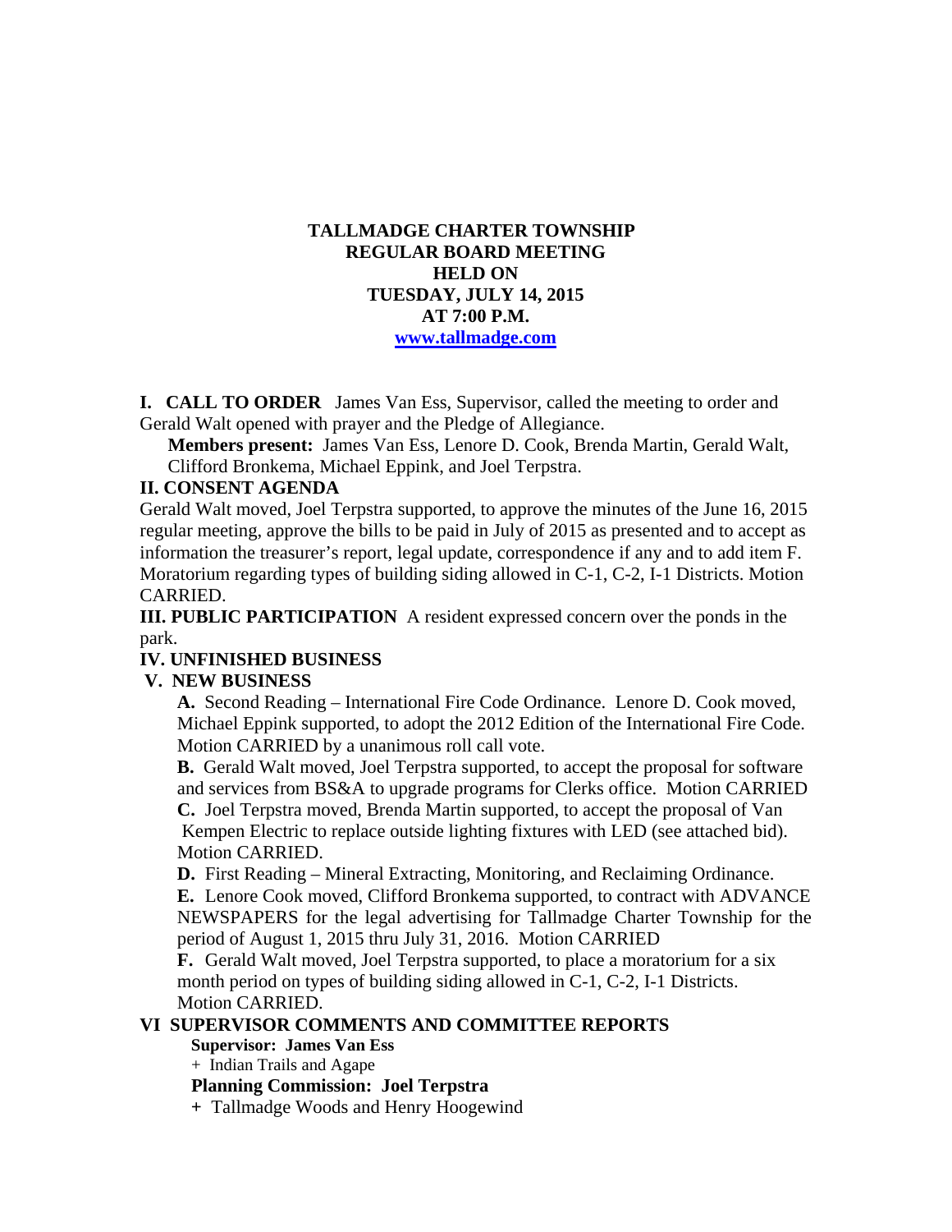# TALLMADGE CHARTER TOWNSHIP
## REGULAR BOARD MEETING
## HELD ON
## TUESDAY, JULY 14, 2015
## AT 7:00 P.M.
[www.tallmadge.com](http://www.tallmadge.com)

**I. CALL TO ORDER** James Van Ess, Supervisor, called the meeting to order and Gerald Walt opened with prayer and the Pledge of Allegiance.

**Members present:** James Van Ess, Lenore D. Cook, Brenda Martin, Gerald Walt, Clifford Bronkema, Michael Eppink, and Joel Terpstra.

**II. CONSENT AGENDA**

Gerald Walt moved, Joel Terpstra supported, to approve the minutes of the June 16, 2015 regular meeting, approve the bills to be paid in July of 2015 as presented and to accept as information the treasurer's report, legal update, correspondence if any and to add item F. Moratorium regarding types of building siding allowed in C-1, C-2, I-1 Districts. Motion CARRIED.

**III. PUBLIC PARTICIPATION** A resident expressed concern over the ponds in the park.

**IV. UNFINISHED BUSINESS**

**V. NEW BUSINESS**

**A.** Second Reading – International Fire Code Ordinance. Lenore D. Cook moved, Michael Eppink supported, to adopt the 2012 Edition of the International Fire Code. Motion CARRIED by a unanimous roll call vote.

**B.** Gerald Walt moved, Joel Terpstra supported, to accept the proposal for software and services from BS&A to upgrade programs for Clerks office. Motion CARRIED

**C.** Joel Terpstra moved, Brenda Martin supported, to accept the proposal of Van Kempen Electric to replace outside lighting fixtures with LED (see attached bid). Motion CARRIED.

**D.** First Reading – Mineral Extracting, Monitoring, and Reclaiming Ordinance.

**E.** Lenore Cook moved, Clifford Bronkema supported, to contract with ADVANCE NEWSPAPERS for the legal advertising for Tallmadge Charter Township for the period of August 1, 2015 thru July 31, 2016. Motion CARRIED

**F.** Gerald Walt moved, Joel Terpstra supported, to place a moratorium for a six month period on types of building siding allowed in C-1, C-2, I-1 Districts. Motion CARRIED.

**VI SUPERVISOR COMMENTS AND COMMITTEE REPORTS**

**Supervisor: James Van Ess**

+ Indian Trails and Agape

**Planning Commission: Joel Terpstra**

+ Tallmadge Woods and Henry Hoogewind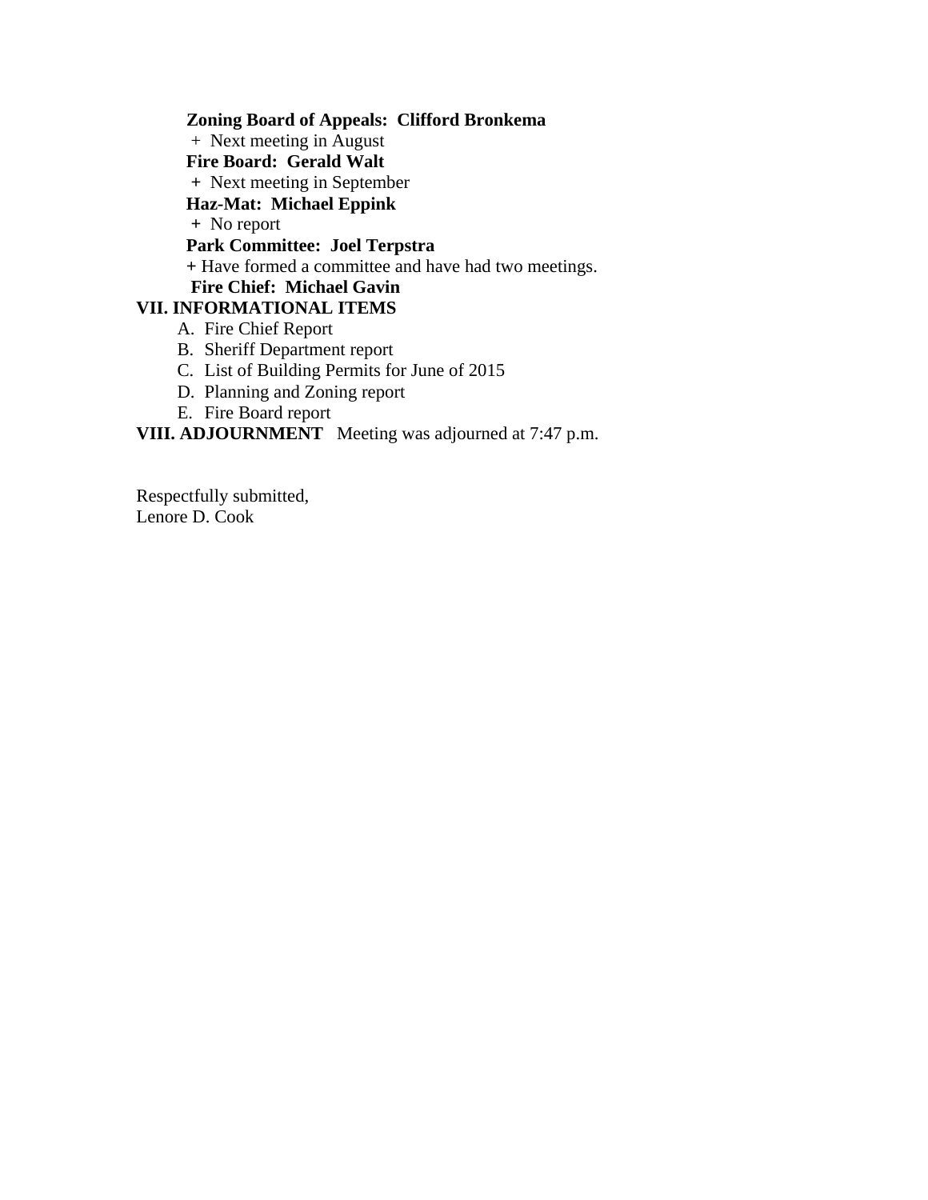**Zoning Board of Appeals: Clifford Bronkema**

+ Next meeting in August

**Fire Board: Gerald Walt**

+ Next meeting in September

**Haz-Mat: Michael Eppink**

+ No report

**Park Committee: Joel Terpstra**

+ Have formed a committee and have had two meetings.

**Fire Chief: Michael Gavin**

**VII. INFORMATIONAL ITEMS**

A. Fire Chief Report
B. Sheriff Department report
C. List of Building Permits for June of 2015
D. Planning and Zoning report
E. Fire Board report

**VIII. ADJOURNMENT** Meeting was adjourned at 7:47 p.m.

Respectfully submitted,
Lenore D. Cook